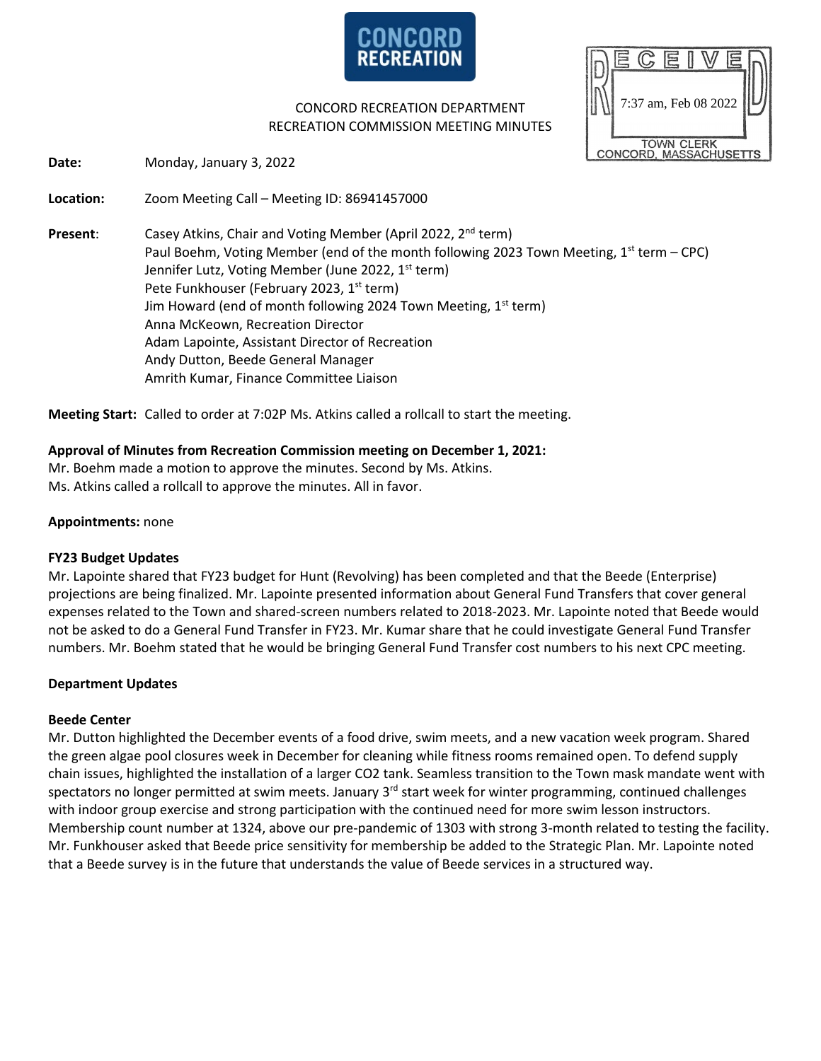CONCORD RECREATION

CONCORD RECREATION DEPARTMENT
RECREATION COMMISSION MEETING MINUTES

RECEIVED
7:37 am, Feb 08 2022
TOWN CLERK
CONCORD, MASSACHUSETTS

**Date:** Monday, January 3, 2022

**Location:** Zoom Meeting Call – Meeting ID: 86941457000

**Present**: Casey Atkins, Chair and Voting Member (April 2022, 2nd term)
Paul Boehm, Voting Member (end of the month following 2023 Town Meeting, 1st term – CPC)
Jennifer Lutz, Voting Member (June 2022, 1st term)
Pete Funkhouser (February 2023, 1st term)
Jim Howard (end of month following 2024 Town Meeting, 1st term)
Anna McKeown, Recreation Director
Adam Lapointe, Assistant Director of Recreation
Andy Dutton, Beede General Manager
Amrith Kumar, Finance Committee Liaison

**Meeting Start:** Called to order at 7:02P Ms. Atkins called a rollcall to start the meeting.

**Approval of Minutes from Recreation Commission meeting on December 1, 2021:**
Mr. Boehm made a motion to approve the minutes. Second by Ms. Atkins.
Ms. Atkins called a rollcall to approve the minutes. All in favor.

**Appointments:** none

**FY23 Budget Updates**
Mr. Lapointe shared that FY23 budget for Hunt (Revolving) has been completed and that the Beede (Enterprise) projections are being finalized. Mr. Lapointe presented information about General Fund Transfers that cover general expenses related to the Town and shared-screen numbers related to 2018-2023. Mr. Lapointe noted that Beede would not be asked to do a General Fund Transfer in FY23. Mr. Kumar share that he could investigate General Fund Transfer numbers. Mr. Boehm stated that he would be bringing General Fund Transfer cost numbers to his next CPC meeting.

**Department Updates**

**Beede Center**
Mr. Dutton highlighted the December events of a food drive, swim meets, and a new vacation week program. Shared the green algae pool closures week in December for cleaning while fitness rooms remained open. To defend supply chain issues, highlighted the installation of a larger $CO_2$ tank. Seamless transition to the Town mask mandate went with spectators no longer permitted at swim meets. January 3rd start week for winter programming, continued challenges with indoor group exercise and strong participation with the continued need for more swim lesson instructors. Membership count number at 1324, above our pre-pandemic of 1303 with strong 3-month related to testing the facility. Mr. Funkhouser asked that Beede price sensitivity for membership be added to the Strategic Plan. Mr. Lapointe noted that a Beede survey is in the future that understands the value of Beede services in a structured way.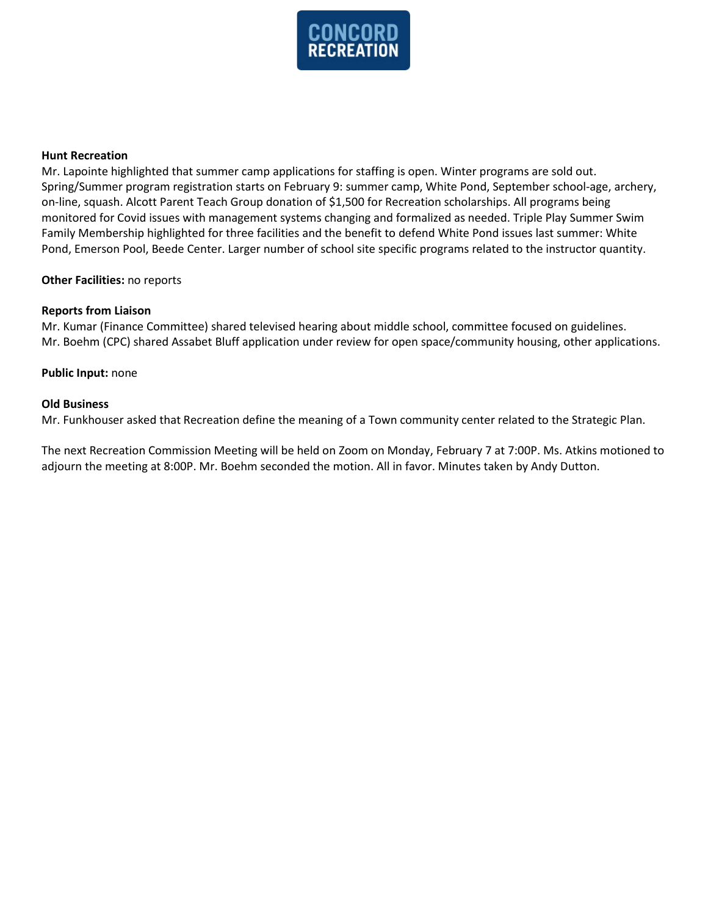**Hunt Recreation**
Mr. Lapointe highlighted that summer camp applications for staffing is open. Winter programs are sold out. Spring/Summer program registration starts on February 9: summer camp, White Pond, September school-age, archery, on-line, squash. Alcott Parent Teach Group donation of $1,500 for Recreation scholarships. All programs being monitored for Covid issues with management systems changing and formalized as needed. Triple Play Summer Swim Family Membership highlighted for three facilities and the benefit to defend White Pond issues last summer: White Pond, Emerson Pool, Beede Center. Larger number of school site specific programs related to the instructor quantity.

**Other Facilities:** no reports

**Reports from Liaison**
Mr. Kumar (Finance Committee) shared televised hearing about middle school, committee focused on guidelines.
Mr. Boehm (CPC) shared Assabet Bluff application under review for open space/community housing, other applications.

**Public Input:** none

**Old Business**
Mr. Funkhouser asked that Recreation define the meaning of a Town community center related to the Strategic Plan.

The next Recreation Commission Meeting will be held on Zoom on Monday, February 7 at 7:00P. Ms. Atkins motioned to adjourn the meeting at 8:00P. Mr. Boehm seconded the motion. All in favor. Minutes taken by Andy Dutton.